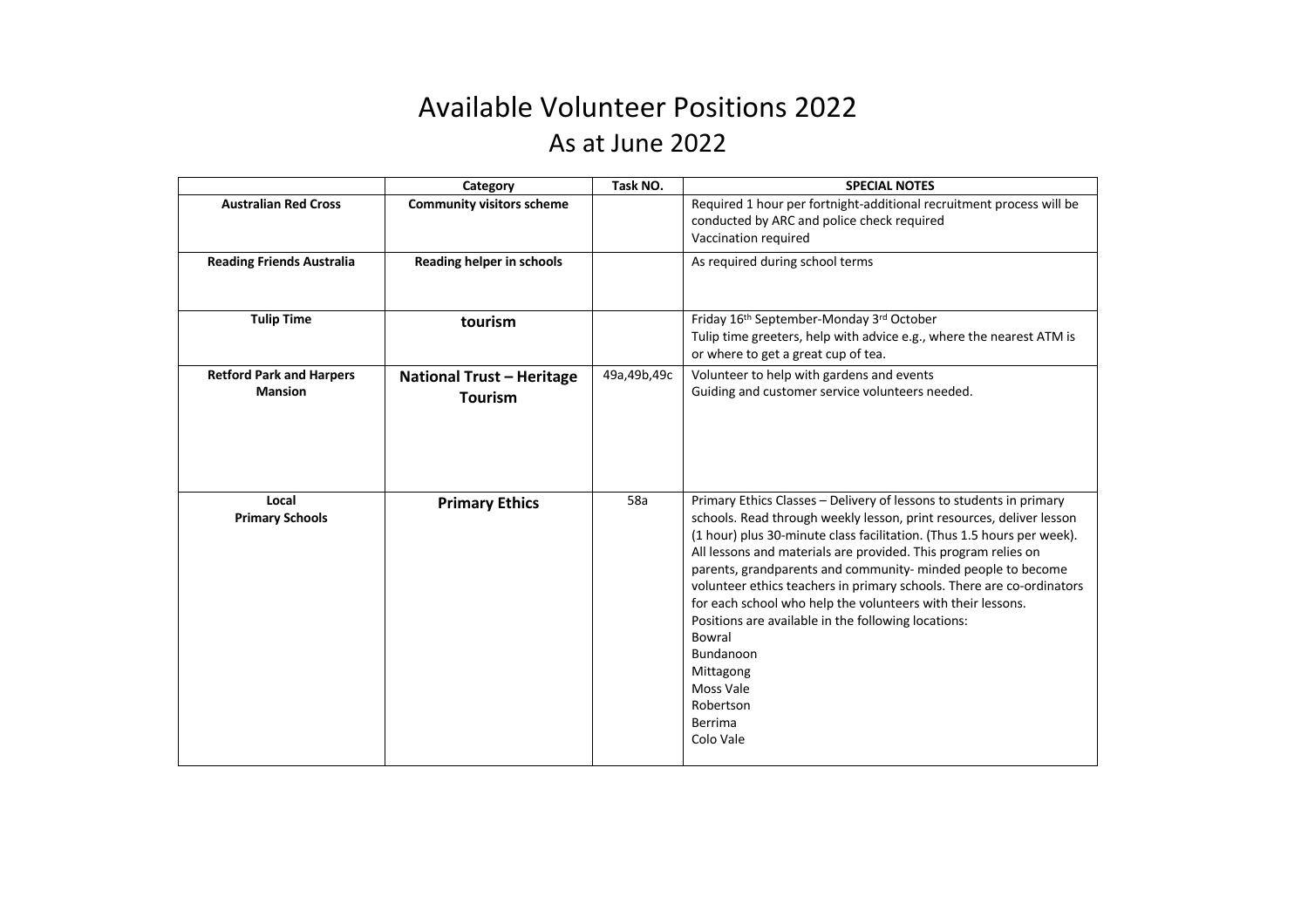# Available Volunteer Positions 2022

## As at June 2022

| | Category | Task NO. | SPECIAL NOTES |
|---|---|---|---|
| **Australian Red Cross** | **Community visitors scheme** | | Required 1 hour per fortnight-additional recruitment process will be conducted by ARC and police check required<br>Vaccination required |
| **Reading Friends Australia** | **Reading helper in schools** | | As required during school terms |
| **Tulip Time** | **tourism** | | Friday 16th September-Monday 3rd October<br>Tulip time greeters, help with advice e.g., where the nearest ATM is or where to get a great cup of tea. |
| **Retford Park and Harpers Mansion** | **National Trust – Heritage Tourism** | 49a,49b,49c | Volunteer to help with gardens and events<br>Guiding and customer service volunteers needed. |
| **Local Primary Schools** | **Primary Ethics** | 58a | Primary Ethics Classes – Delivery of lessons to students in primary schools. Read through weekly lesson, print resources, deliver lesson (1 hour) plus 30-minute class facilitation. (Thus 1.5 hours per week). All lessons and materials are provided. This program relies on parents, grandparents and community- minded people to become volunteer ethics teachers in primary schools. There are co-ordinators for each school who help the volunteers with their lessons.<br>Positions are available in the following locations:<br>Bowral<br>Bundanoon<br>Mittagong<br>Moss Vale<br>Robertson<br>Berrima<br>Colo Vale |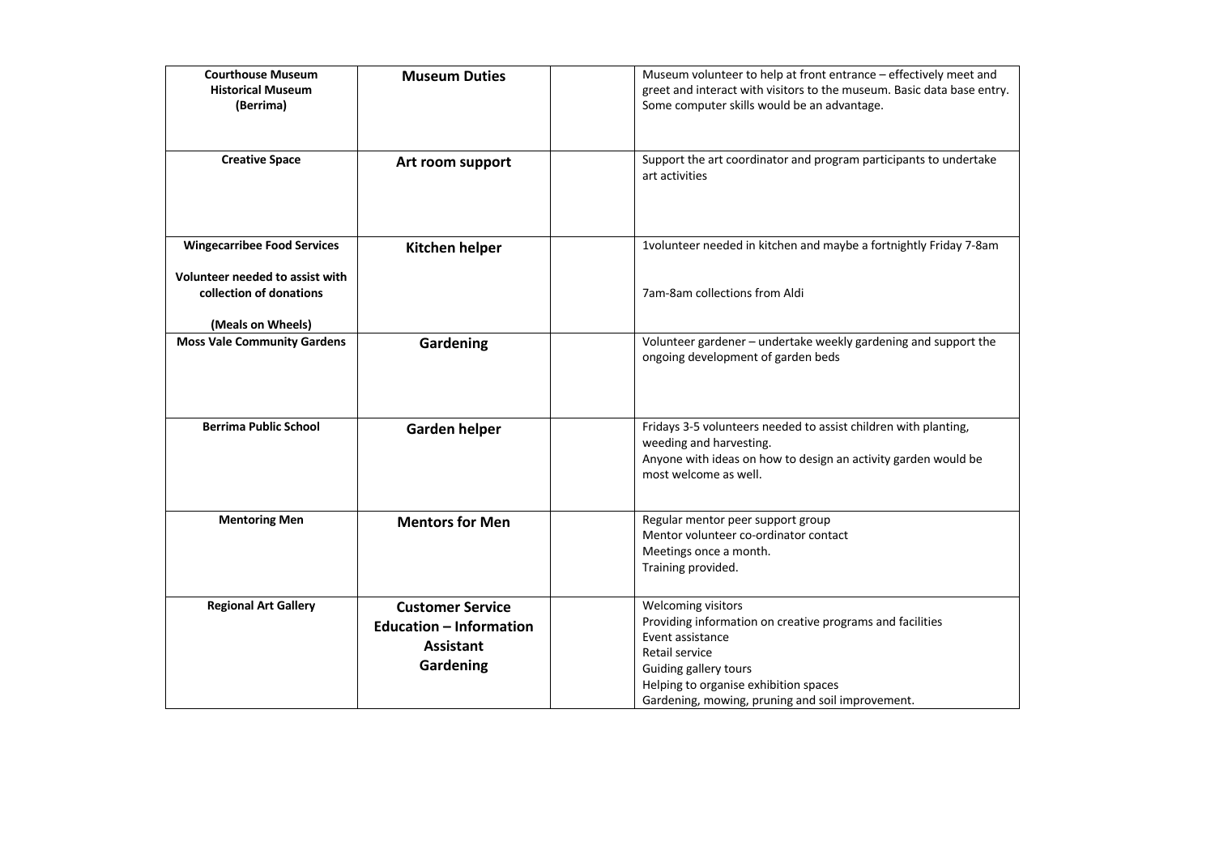| | | | |
|---|---|---|---|
| **Courthouse Museum Historical Museum (Berrima)** | **Museum Duties** | | Museum volunteer to help at front entrance – effectively meet and greet and interact with visitors to the museum. Basic data base entry. Some computer skills would be an advantage. |
| **Creative Space** | **Art room support** | | Support the art coordinator and program participants to undertake art activities |
| **Wingecarribee Food Services**<br><br>**Volunteer needed to assist with collection of donations**<br><br>**(Meals on Wheels)** | **Kitchen helper** | | 1volunteer needed in kitchen and maybe a fortnightly Friday 7-8am<br><br>7am-8am collections from Aldi |
| **Moss Vale Community Gardens** | **Gardening** | | Volunteer gardener – undertake weekly gardening and support the ongoing development of garden beds |
| **Berrima Public School** | **Garden helper** | | Fridays 3-5 volunteers needed to assist children with planting, weeding and harvesting.<br>Anyone with ideas on how to design an activity garden would be most welcome as well. |
| **Mentoring Men** | **Mentors for Men** | | Regular mentor peer support group<br>Mentor volunteer co-ordinator contact<br>Meetings once a month.<br>Training provided. |
| **Regional Art Gallery** | **Customer Service**<br>**Education – Information Assistant**<br>**Gardening** | | Welcoming visitors<br>Providing information on creative programs and facilities<br>Event assistance<br>Retail service<br>Guiding gallery tours<br>Helping to organise exhibition spaces<br>Gardening, mowing, pruning and soil improvement. |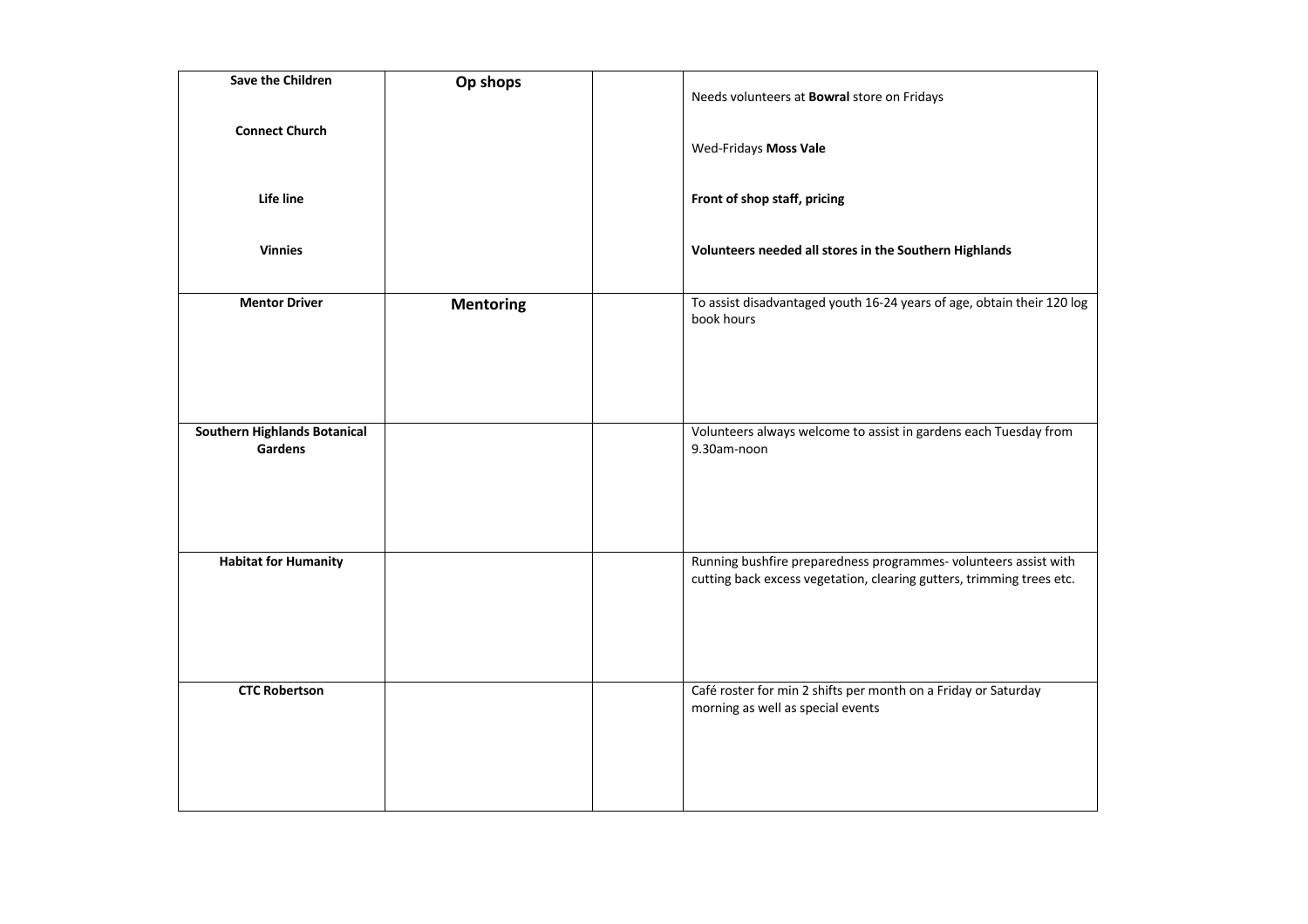| **Save the Children**<br><br>**Connect Church**<br><br>**Life line**<br><br>**Vinnies** | **Op shops** | | Needs volunteers at **Bowral** store on Fridays<br><br>Wed-Fridays **Moss Vale**<br><br>**Front of shop staff, pricing**<br><br>**Volunteers needed all stores in the Southern Highlands** |
|---|---|---|---|
| **Mentor Driver** | **Mentoring** | | To assist disadvantaged youth 16-24 years of age, obtain their 120 log book hours |
| **Southern Highlands Botanical Gardens** | | | Volunteers always welcome to assist in gardens each Tuesday from 9.30am-noon |
| **Habitat for Humanity** | | | Running bushfire preparedness programmes- volunteers assist with cutting back excess vegetation, clearing gutters, trimming trees etc. |
| **CTC Robertson** | | | Café roster for min 2 shifts per month on a Friday or Saturday morning as well as special events |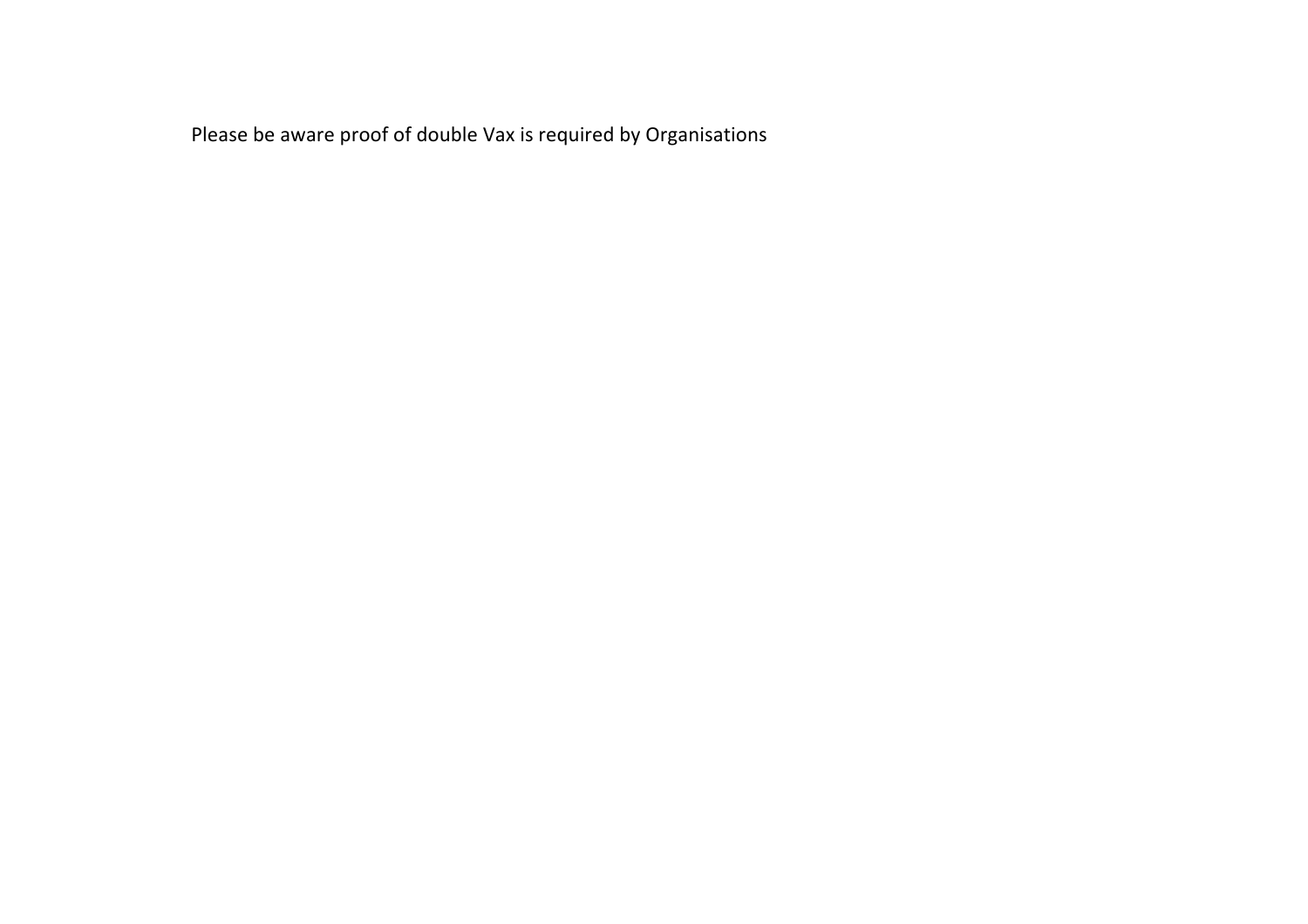Please be aware proof of double Vax is required by Organisations